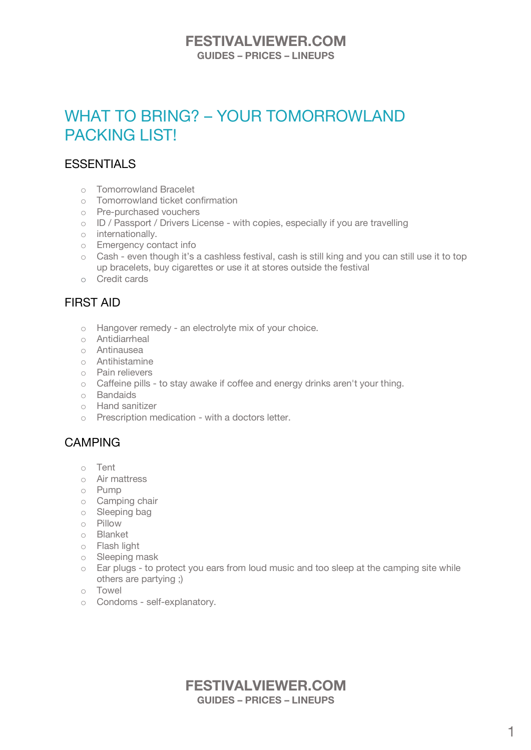# WHAT TO BRING? – YOUR TOMORROWLAND PACKING LIST!

## ESSENTIALS

- Tomorrowland Bracelet
- Tomorrowland ticket confirmation
- Pre-purchased vouchers
- ID / Passport / Drivers License - with copies, especially if you are travelling
- internationally.
- Emergency contact info
- Cash - even though it's a cashless festival, cash is still king and you can still use it to top up bracelets, buy cigarettes or use it at stores outside the festival
- Credit cards

## FIRST AID

- Hangover remedy - an electrolyte mix of your choice.
- Antidiarrheal
- Antinausea
- Antihistamine
- Pain relievers
- Caffeine pills - to stay awake if coffee and energy drinks aren't your thing.
- Bandaids
- Hand sanitizer
- Prescription medication - with a doctors letter.

## CAMPING

- Tent
- Air mattress
- Pump
- Camping chair
- Sleeping bag
- Pillow
- Blanket
- Flash light
- Sleeping mask
- Ear plugs - to protect you ears from loud music and too sleep at the camping site while others are partying ;)
- Towel
- Condoms - self-explanatory.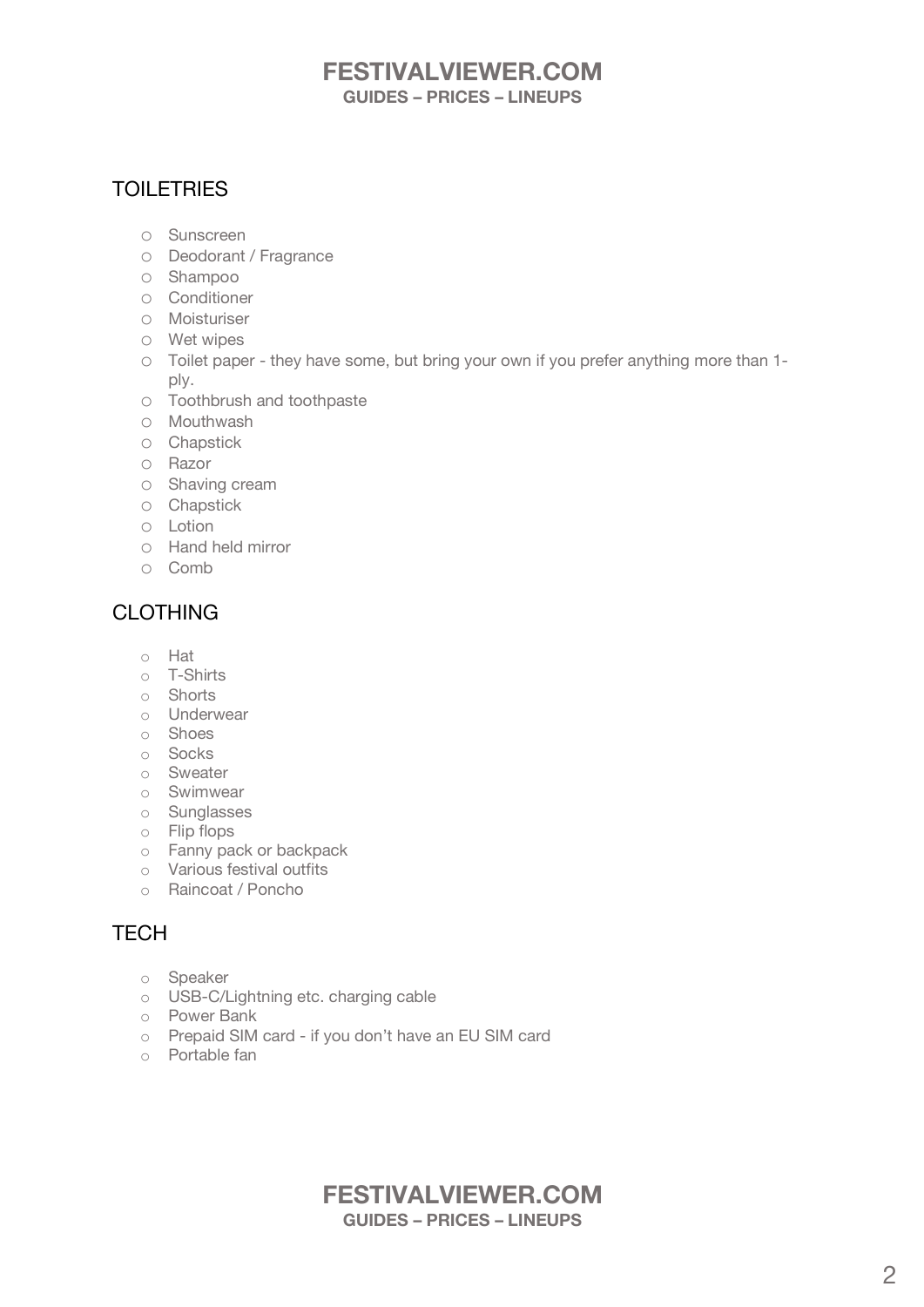## TOILETRIES

- Sunscreen
- Deodorant / Fragrance
- Shampoo
- Conditioner
- Moisturiser
- Wet wipes
- Toilet paper - they have some, but bring your own if you prefer anything more than 1-ply.
- Toothbrush and toothpaste
- Mouthwash
- Chapstick
- Razor
- Shaving cream
- Chapstick
- Lotion
- Hand held mirror
- Comb

## CLOTHING

- Hat
- T-Shirts
- Shorts
- Underwear
- Shoes
- Socks
- Sweater
- Swimwear
- Sunglasses
- Flip flops
- Fanny pack or backpack
- Various festival outfits
- Raincoat / Poncho

## TECH

- Speaker
- USB-C/Lightning etc. charging cable
- Power Bank
- Prepaid SIM card - if you don't have an EU SIM card
- Portable fan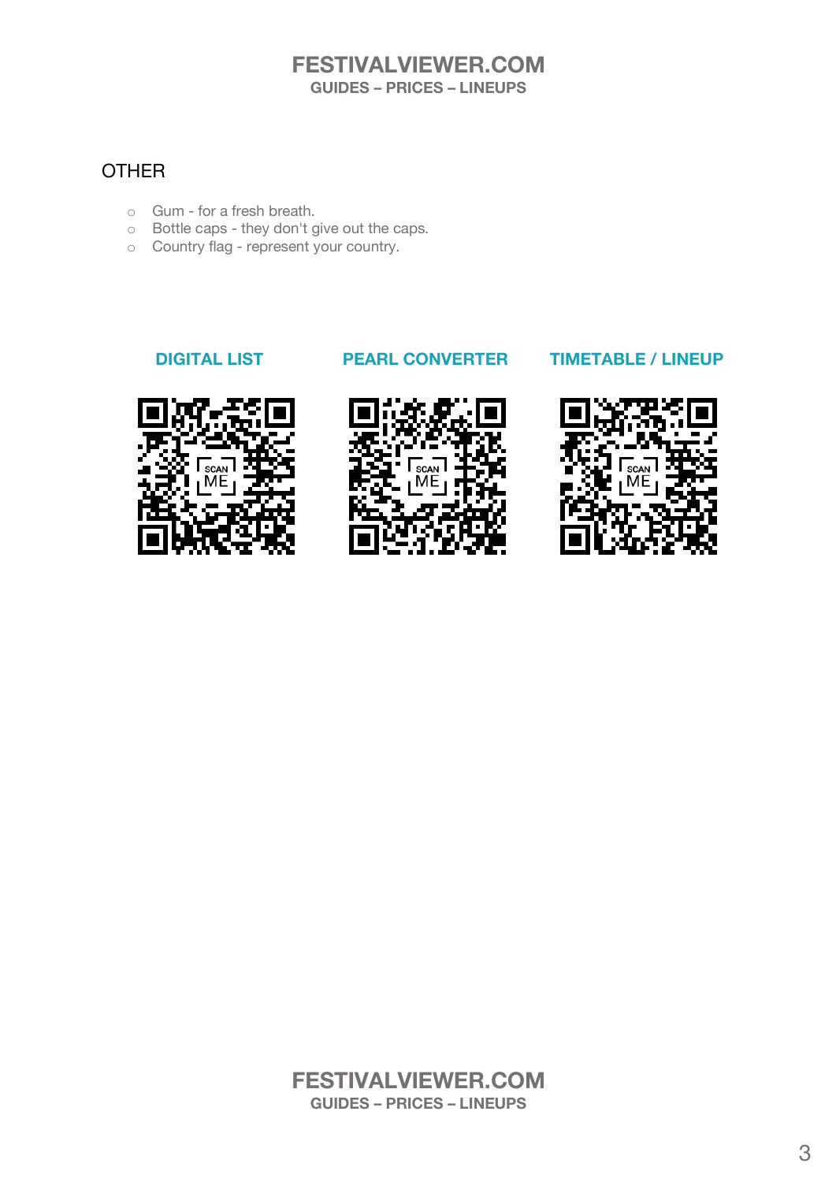## OTHER

- Gum - for a fresh breath.
- Bottle caps - they don't give out the caps.
- Country flag - represent your country.

DIGITAL LIST

PEARL CONVERTER

TIMETABLE / LINEUP